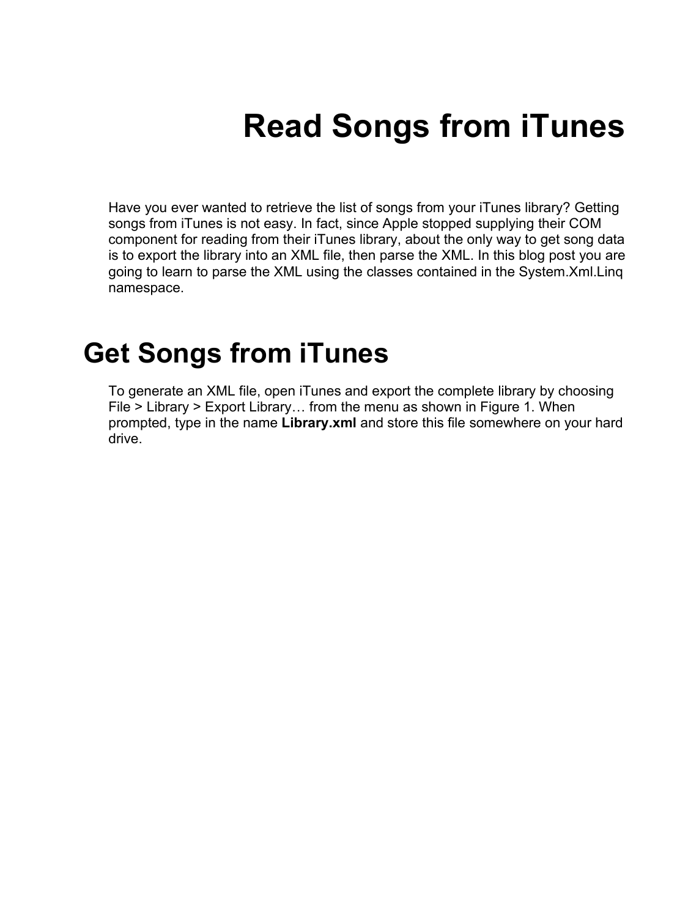# Read Songs from iTunes

Have you ever wanted to retrieve the list of songs from your iTunes library? Getting songs from iTunes is not easy. In fact, since Apple stopped supplying their COM component for reading from their iTunes library, about the only way to get song data is to export the library into an XML file, then parse the XML. In this blog post you are going to learn to parse the XML using the classes contained in the System.Xml.Linq namespace.

## Get Songs from iTunes

To generate an XML file, open iTunes and export the complete library by choosing File > Library > Export Library… from the menu as shown in Figure 1. When prompted, type in the name **Library.xml** and store this file somewhere on your hard drive.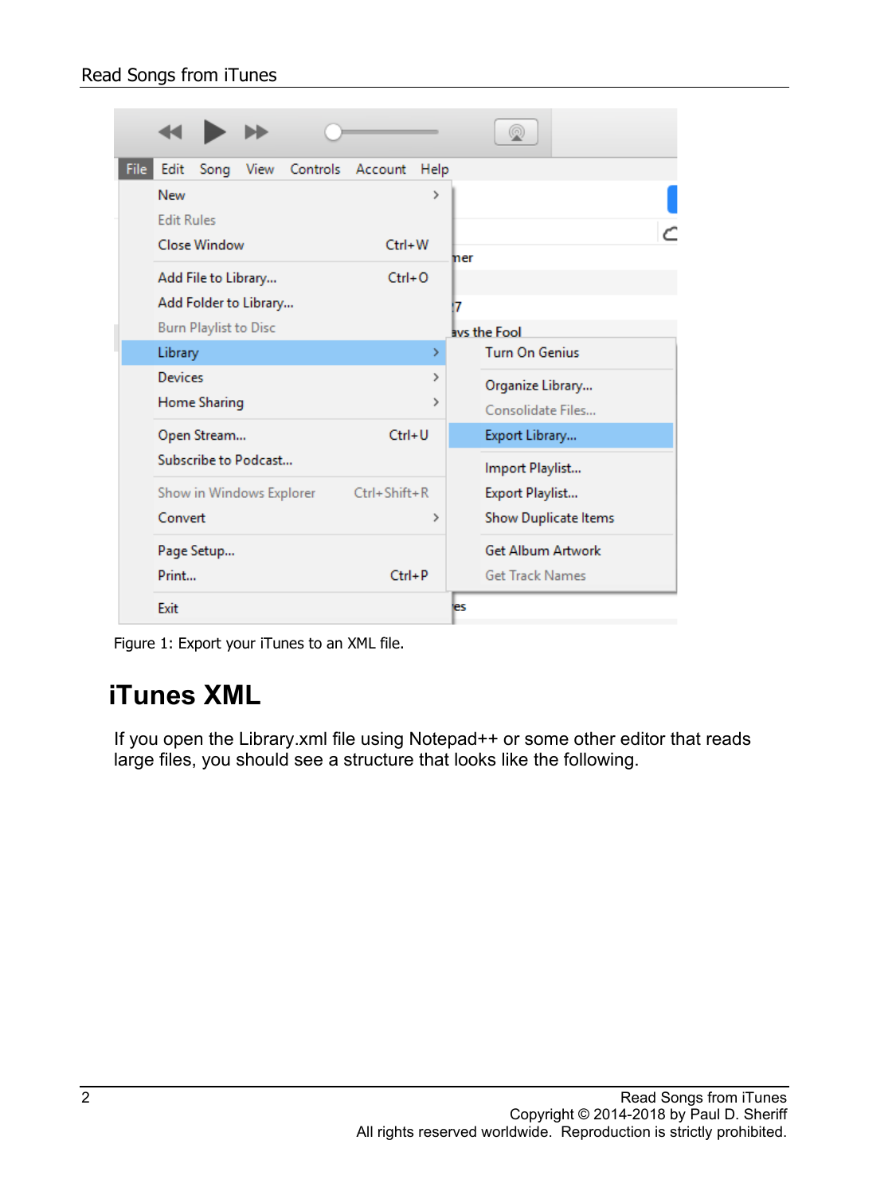Figure 1: Export your iTunes to an XML file.

## iTunes XML

If you open the Library.xml file using Notepad++ or some other editor that reads large files, you should see a structure that looks like the following.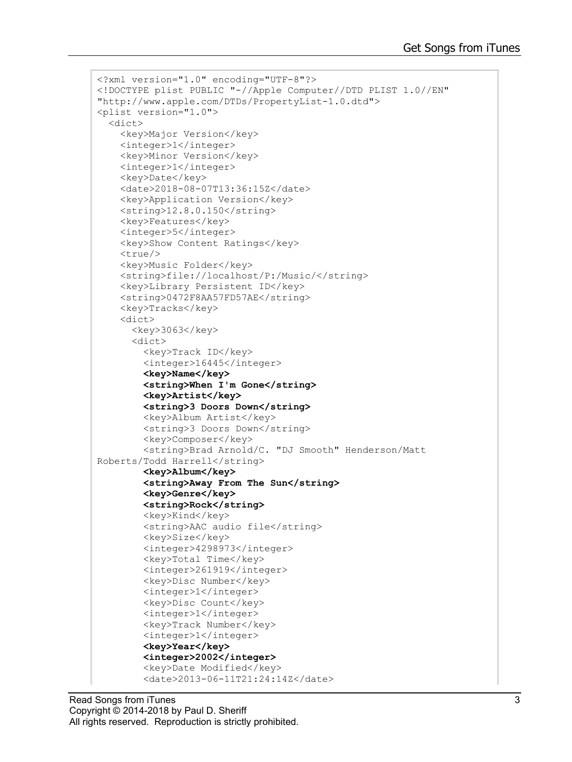```
<?xml version="1.0" encoding="UTF-8"?>
<!DOCTYPE plist PUBLIC "-//Apple Computer//DTD PLIST 1.0//EN"
"http://www.apple.com/DTDs/PropertyList-1.0.dtd">
<plist version="1.0">
  <dict>
    <key>Major Version</key>
    <integer>1</integer>
    <key>Minor Version</key>
    <integer>1</integer>
    <key>Date</key>
    <date>2018-08-07T13:36:15Z</date>
    <key>Application Version</key>
    <string>12.8.0.150</string>
    <key>Features</key>
    <integer>5</integer>
    <key>Show Content Ratings</key>
    <true/>
    <key>Music Folder</key>
    <string>file://localhost/P:/Music/</string>
    <key>Library Persistent ID</key>
    <string>0472F8AA57FD57AE</string>
    <key>Tracks</key>
    <dict>
      <key>3063</key>
      <dict>
        <key>Track ID</key>
        <integer>16445</integer>
        <key>Name</key>
        <string>When I'm Gone</string>
        <key>Artist</key>
        <string>3 Doors Down</string>
        <key>Album Artist</key>
        <string>3 Doors Down</string>
        <key>Composer</key>
        <string>Brad Arnold/C. "DJ Smooth" Henderson/Matt
Roberts/Todd Harrell</string>
        <key>Album</key>
        <string>Away From The Sun</string>
        <key>Genre</key>
        <string>Rock</string>
        <key>Kind</key>
        <string>AAC audio file</string>
        <key>Size</key>
        <integer>4298973</integer>
        <key>Total Time</key>
        <integer>261919</integer>
        <key>Disc Number</key>
        <integer>1</integer>
        <key>Disc Count</key>
        <integer>1</integer>
        <key>Track Number</key>
        <integer>1</integer>
        <key>Year</key>
        <integer>2002</integer>
        <key>Date Modified</key>
        <date>2013-06-11T21:24:14Z</date>
```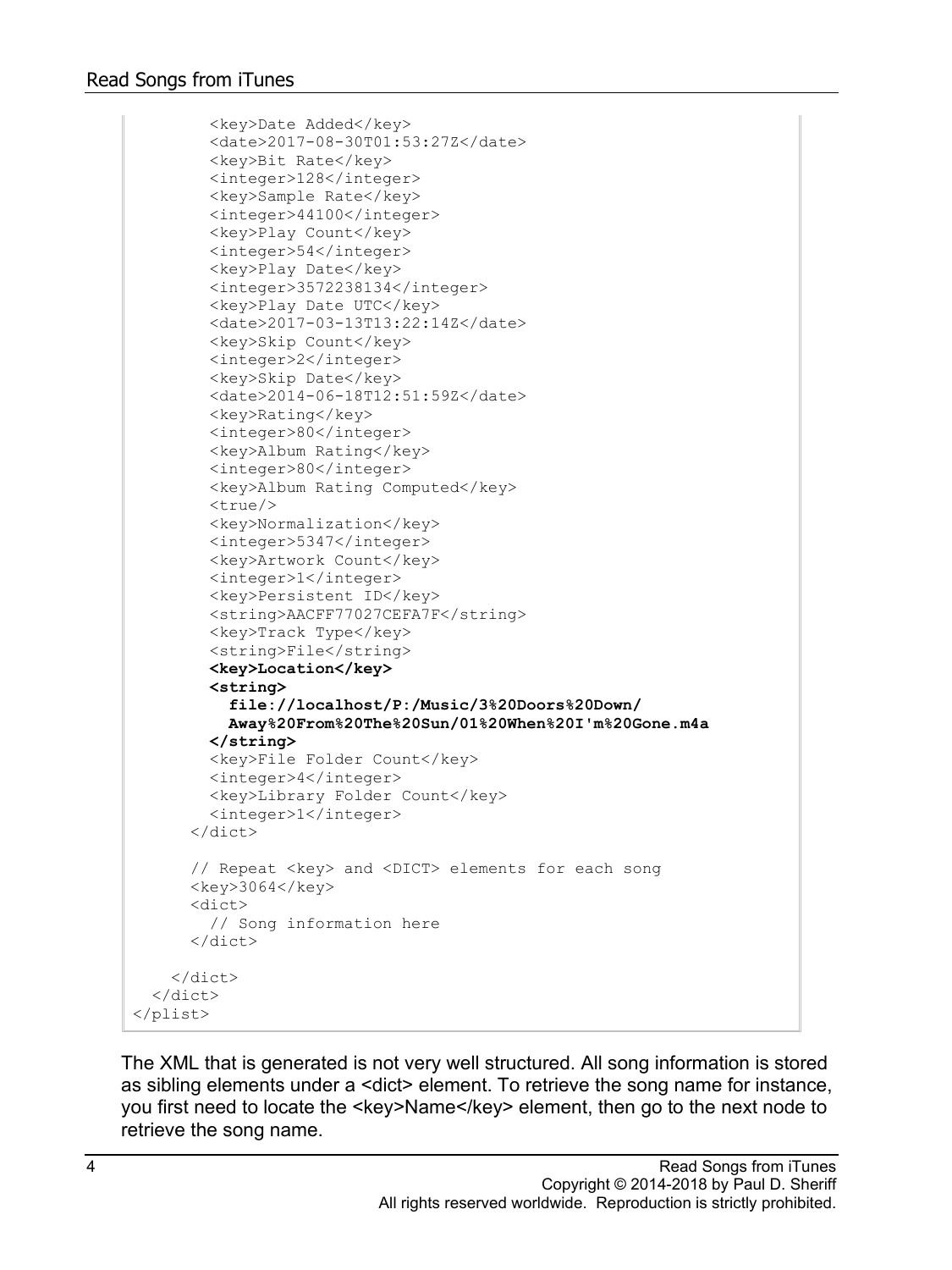```
        <key>Date Added</key>
        <date>2017-08-30T01:53:27Z</date>
        <key>Bit Rate</key>
        <integer>128</integer>
        <key>Sample Rate</key>
        <integer>44100</integer>
        <key>Play Count</key>
        <integer>54</integer>
        <key>Play Date</key>
        <integer>3572238134</integer>
        <key>Play Date UTC</key>
        <date>2017-03-13T13:22:14Z</date>
        <key>Skip Count</key>
        <integer>2</integer>
        <key>Skip Date</key>
        <date>2014-06-18T12:51:59Z</date>
        <key>Rating</key>
        <integer>80</integer>
        <key>Album Rating</key>
        <integer>80</integer>
        <key>Album Rating Computed</key>
        <true/>
        <key>Normalization</key>
        <integer>5347</integer>
        <key>Artwork Count</key>
        <integer>1</integer>
        <key>Persistent ID</key>
        <string>AACFF77027CEFA7F</string>
        <key>Track Type</key>
        <string>File</string>
        <key>Location</key>
        <string>
          file://localhost/P:/Music/3%20Doors%20Down/
          Away%20From%20The%20Sun/01%20When%20I'm%20Gone.m4a
        </string>
        <key>File Folder Count</key>
        <integer>4</integer>
        <key>Library Folder Count</key>
        <integer>1</integer>
      </dict>

      // Repeat <key> and <DICT> elements for each song
      <key>3064</key>
      <dict>
        // Song information here
      </dict>

    </dict>
  </dict>
</plist>
```

The XML that is generated is not very well structured. All song information is stored as sibling elements under a <dict> element. To retrieve the song name for instance, you first need to locate the <key>Name</key> element, then go to the next node to retrieve the song name.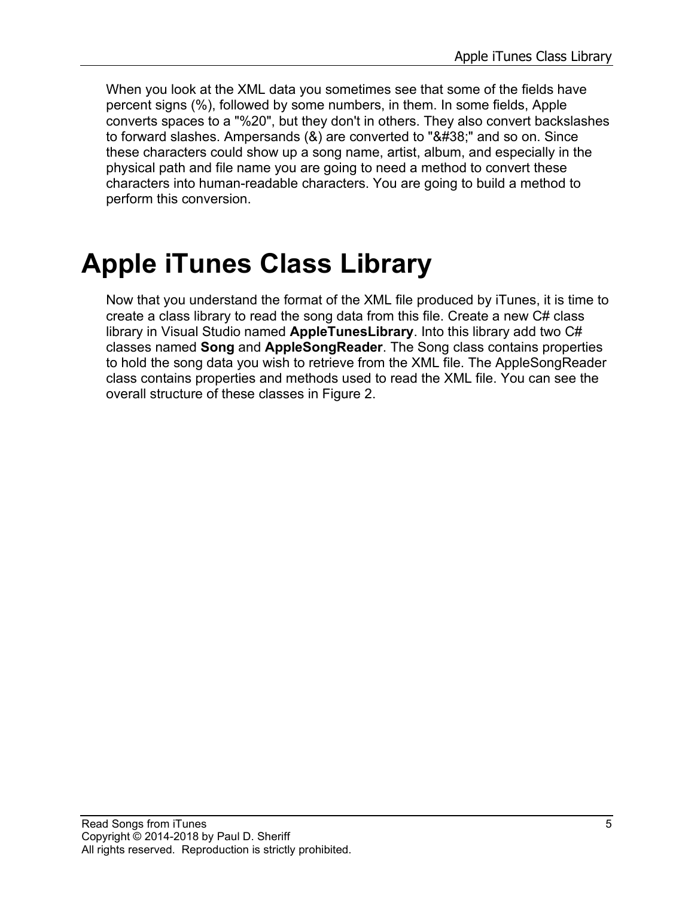When you look at the XML data you sometimes see that some of the fields have percent signs (%), followed by some numbers, in them. In some fields, Apple converts spaces to a "%20", but they don't in others. They also convert backslashes to forward slashes. Ampersands (&) are converted to "&#38;" and so on. Since these characters could show up a song name, artist, album, and especially in the physical path and file name you are going to need a method to convert these characters into human-readable characters. You are going to build a method to perform this conversion.

# Apple iTunes Class Library

Now that you understand the format of the XML file produced by iTunes, it is time to create a class library to read the song data from this file. Create a new C# class library in Visual Studio named **AppleTunesLibrary**. Into this library add two C# classes named **Song** and **AppleSongReader**. The Song class contains properties to hold the song data you wish to retrieve from the XML file. The AppleSongReader class contains properties and methods used to read the XML file. You can see the overall structure of these classes in Figure 2.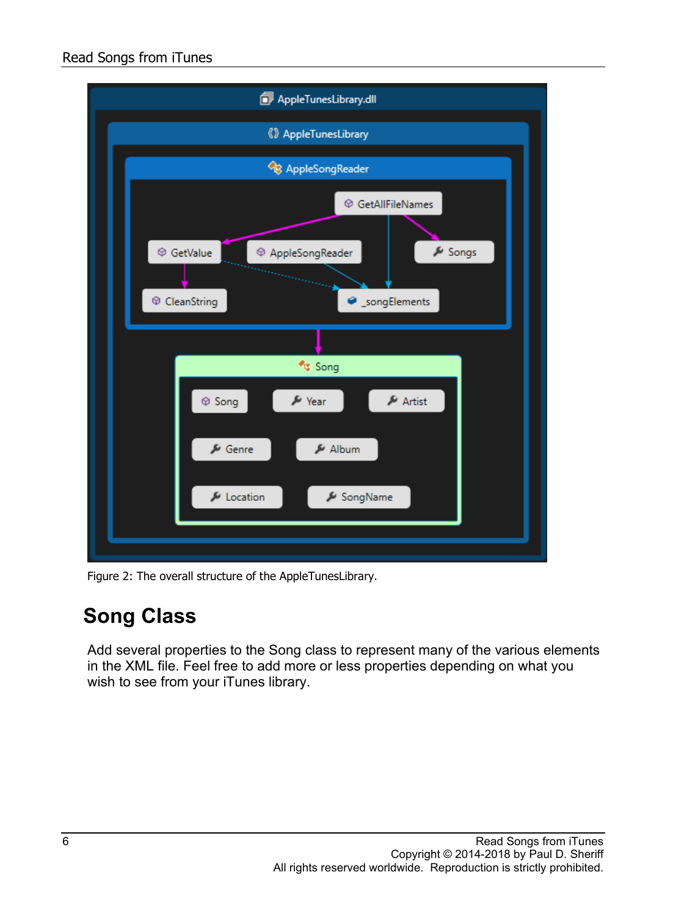Figure 2: The overall structure of the AppleTunesLibrary.

## Song Class

Add several properties to the Song class to represent many of the various elements in the XML file. Feel free to add more or less properties depending on what you wish to see from your iTunes library.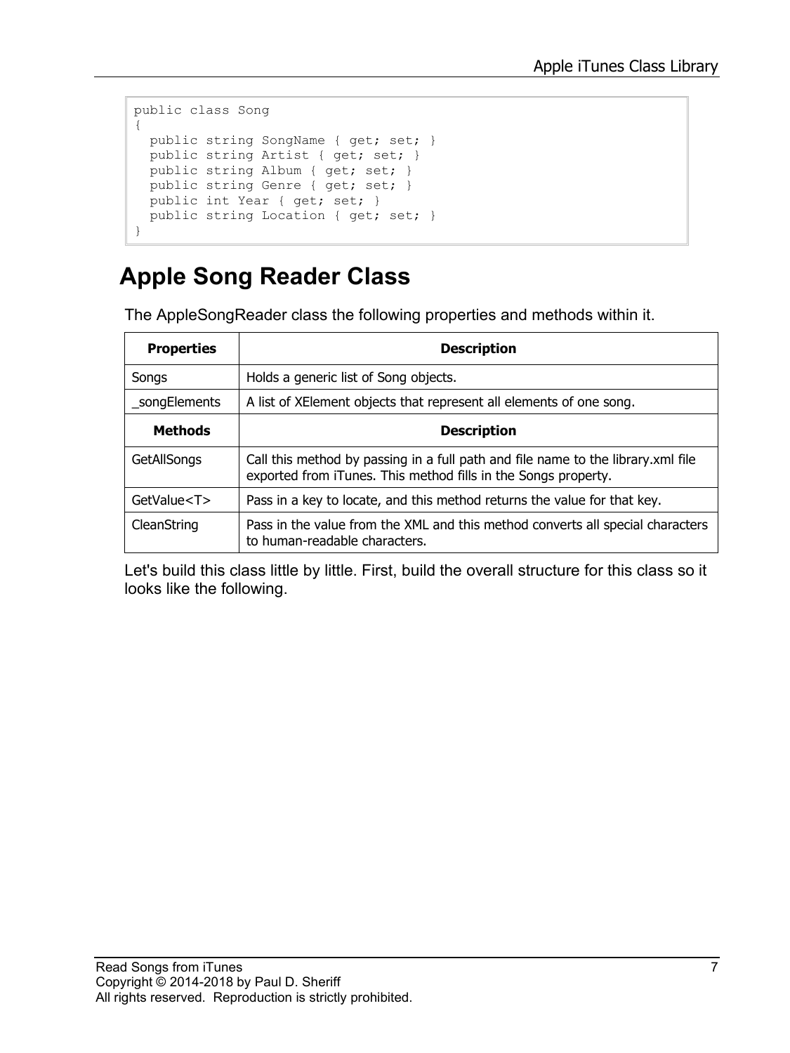```
public class Song
{
  public string SongName { get; set; }
  public string Artist { get; set; }
  public string Album { get; set; }
  public string Genre { get; set; }
  public int Year { get; set; }
  public string Location { get; set; }
}
```

## Apple Song Reader Class

The AppleSongReader class the following properties and methods within it.

| Properties | Description |
|---|---|
| Songs | Holds a generic list of Song objects. |
| _songElements | A list of XElement objects that represent all elements of one song. |
| **Methods** | **Description** |
| GetAllSongs | Call this method by passing in a full path and file name to the library.xml file exported from iTunes. This method fills in the Songs property. |
| GetValue<T> | Pass in a key to locate, and this method returns the value for that key. |
| CleanString | Pass in the value from the XML and this method converts all special characters to human-readable characters. |

Let's build this class little by little. First, build the overall structure for this class so it looks like the following.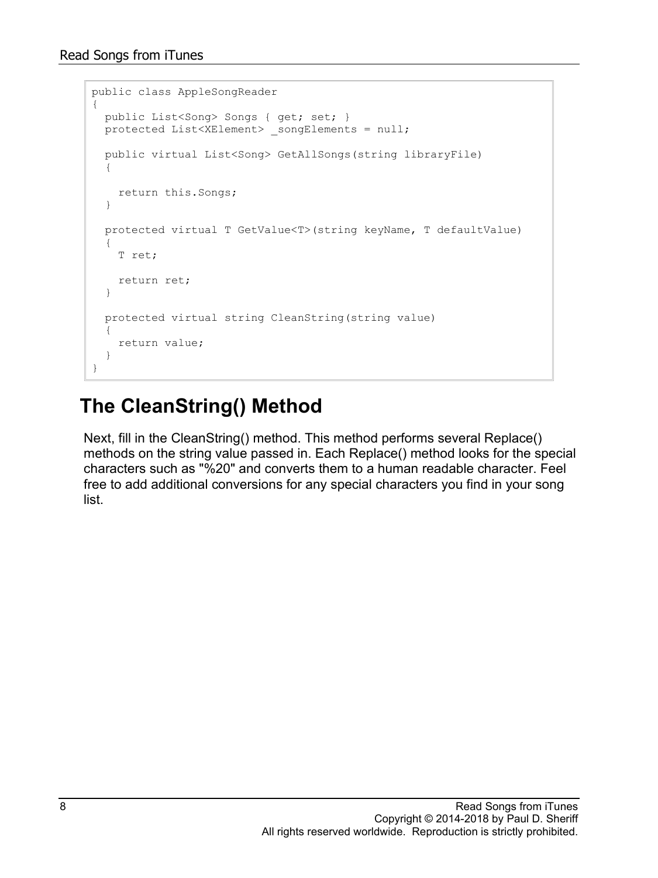```
public class AppleSongReader
{
  public List<Song> Songs { get; set; }
  protected List<XElement> _songElements = null;

  public virtual List<Song> GetAllSongs(string libraryFile)
  {

    return this.Songs;
  }

  protected virtual T GetValue<T>(string keyName, T defaultValue)
  {
    T ret;

    return ret;
  }

  protected virtual string CleanString(string value)
  {
    return value;
  }
}
```

## The CleanString() Method

Next, fill in the CleanString() method. This method performs several Replace() methods on the string value passed in. Each Replace() method looks for the special characters such as "%20" and converts them to a human readable character. Feel free to add additional conversions for any special characters you find in your song list.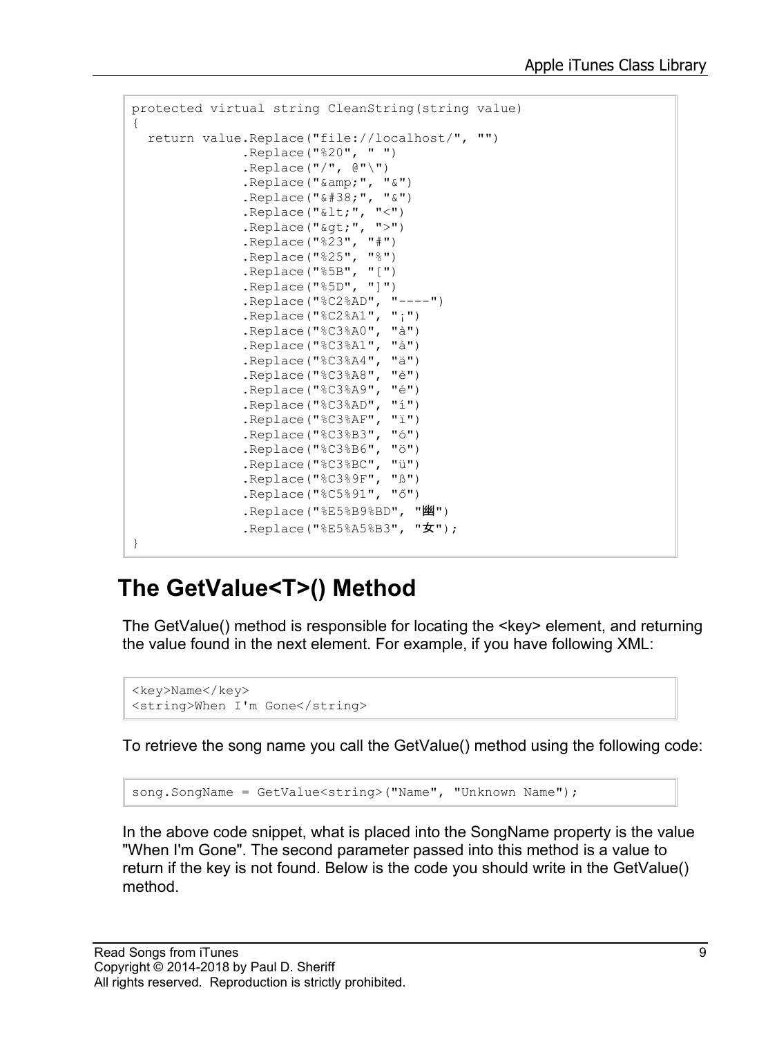```
protected virtual string CleanString(string value)
{
  return value.Replace("file://localhost/", "")
              .Replace("%20", " ")
              .Replace("/", @"\")
              .Replace("&amp;", "&")
              .Replace("&#38;", "&")
              .Replace("&lt;", "<")
              .Replace("&gt;", ">")
              .Replace("%23", "#")
              .Replace("%25", "%")
              .Replace("%5B", "[")
              .Replace("%5D", "]")
              .Replace("%C2%AD", "----")
              .Replace("%C2%A1", "¡")
              .Replace("%C3%A0", "à")
              .Replace("%C3%A1", "á")
              .Replace("%C3%A4", "ä")
              .Replace("%C3%A8", "è")
              .Replace("%C3%A9", "é")
              .Replace("%C3%AD", "í")
              .Replace("%C3%AF", "ï")
              .Replace("%C3%B3", "ó")
              .Replace("%C3%B6", "ö")
              .Replace("%C3%BC", "ü")
              .Replace("%C3%9F", "ß")
              .Replace("%C5%91", "ő")
              .Replace("%E5%B9%BD", "幽")
              .Replace("%E5%A5%B3", "女");
}
```

## The GetValue<T>() Method

The GetValue() method is responsible for locating the <key> element, and returning the value found in the next element. For example, if you have following XML:

```
<key>Name</key>
<string>When I'm Gone</string>
```

To retrieve the song name you call the GetValue() method using the following code:

```
song.SongName = GetValue<string>("Name", "Unknown Name");
```

In the above code snippet, what is placed into the SongName property is the value "When I'm Gone". The second parameter passed into this method is a value to return if the key is not found. Below is the code you should write in the GetValue() method.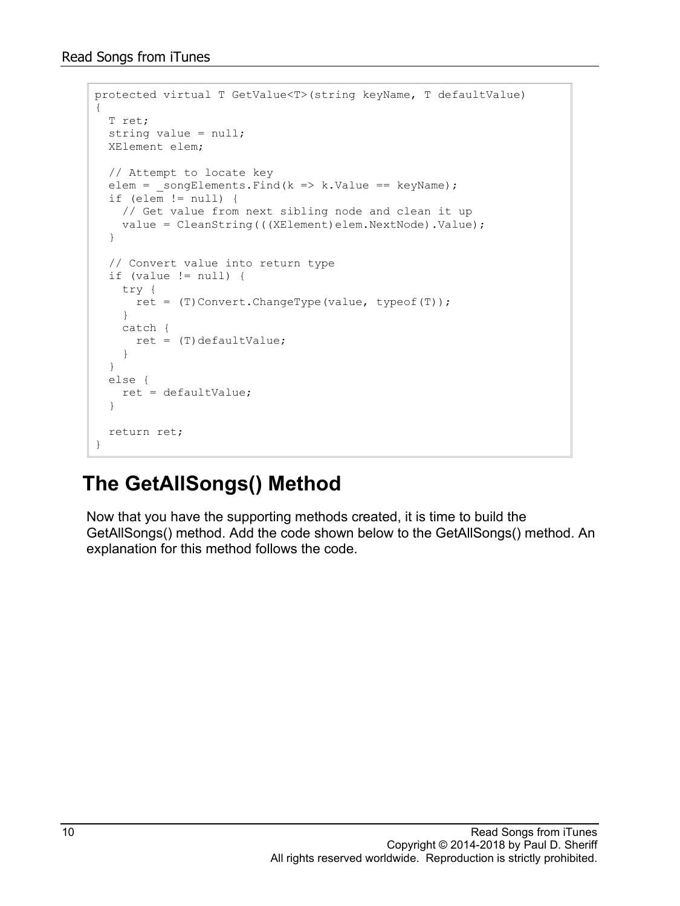```
protected virtual T GetValue<T>(string keyName, T defaultValue)
{
  T ret;
  string value = null;
  XElement elem;

  // Attempt to locate key
  elem = _songElements.Find(k => k.Value == keyName);
  if (elem != null) {
    // Get value from next sibling node and clean it up
    value = CleanString(((XElement)elem.NextNode).Value);
  }

  // Convert value into return type
  if (value != null) {
    try {
      ret = (T)Convert.ChangeType(value, typeof(T));
    }
    catch {
      ret = (T)defaultValue;
    }
  }
  else {
    ret = defaultValue;
  }

  return ret;
}
```

## The GetAllSongs() Method

Now that you have the supporting methods created, it is time to build the GetAllSongs() method. Add the code shown below to the GetAllSongs() method. An explanation for this method follows the code.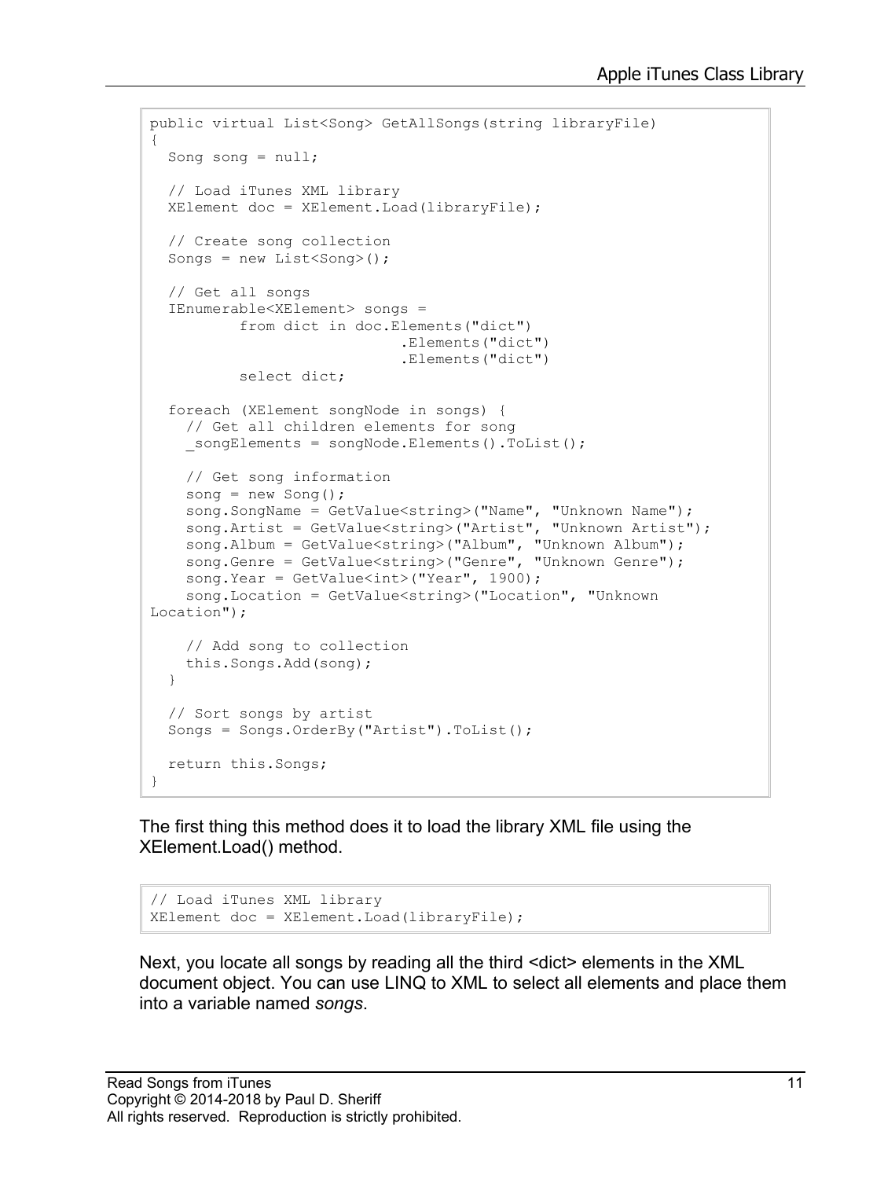```
public virtual List<Song> GetAllSongs(string libraryFile)
{
  Song song = null;

  // Load iTunes XML library
  XElement doc = XElement.Load(libraryFile);

  // Create song collection
  Songs = new List<Song>();

  // Get all songs
  IEnumerable<XElement> songs =
          from dict in doc.Elements("dict")
                           .Elements("dict")
                           .Elements("dict")
          select dict;

  foreach (XElement songNode in songs) {
    // Get all children elements for song
    _songElements = songNode.Elements().ToList();

    // Get song information
    song = new Song();
    song.SongName = GetValue<string>("Name", "Unknown Name");
    song.Artist = GetValue<string>("Artist", "Unknown Artist");
    song.Album = GetValue<string>("Album", "Unknown Album");
    song.Genre = GetValue<string>("Genre", "Unknown Genre");
    song.Year = GetValue<int>("Year", 1900);
    song.Location = GetValue<string>("Location", "Unknown
Location");

    // Add song to collection
    this.Songs.Add(song);
  }

  // Sort songs by artist
  Songs = Songs.OrderBy("Artist").ToList();

  return this.Songs;
}
```

The first thing this method does it to load the library XML file using the XElement.Load() method.

```
// Load iTunes XML library
XElement doc = XElement.Load(libraryFile);
```

Next, you locate all songs by reading all the third <dict> elements in the XML document object. You can use LINQ to XML to select all elements and place them into a variable named *songs*.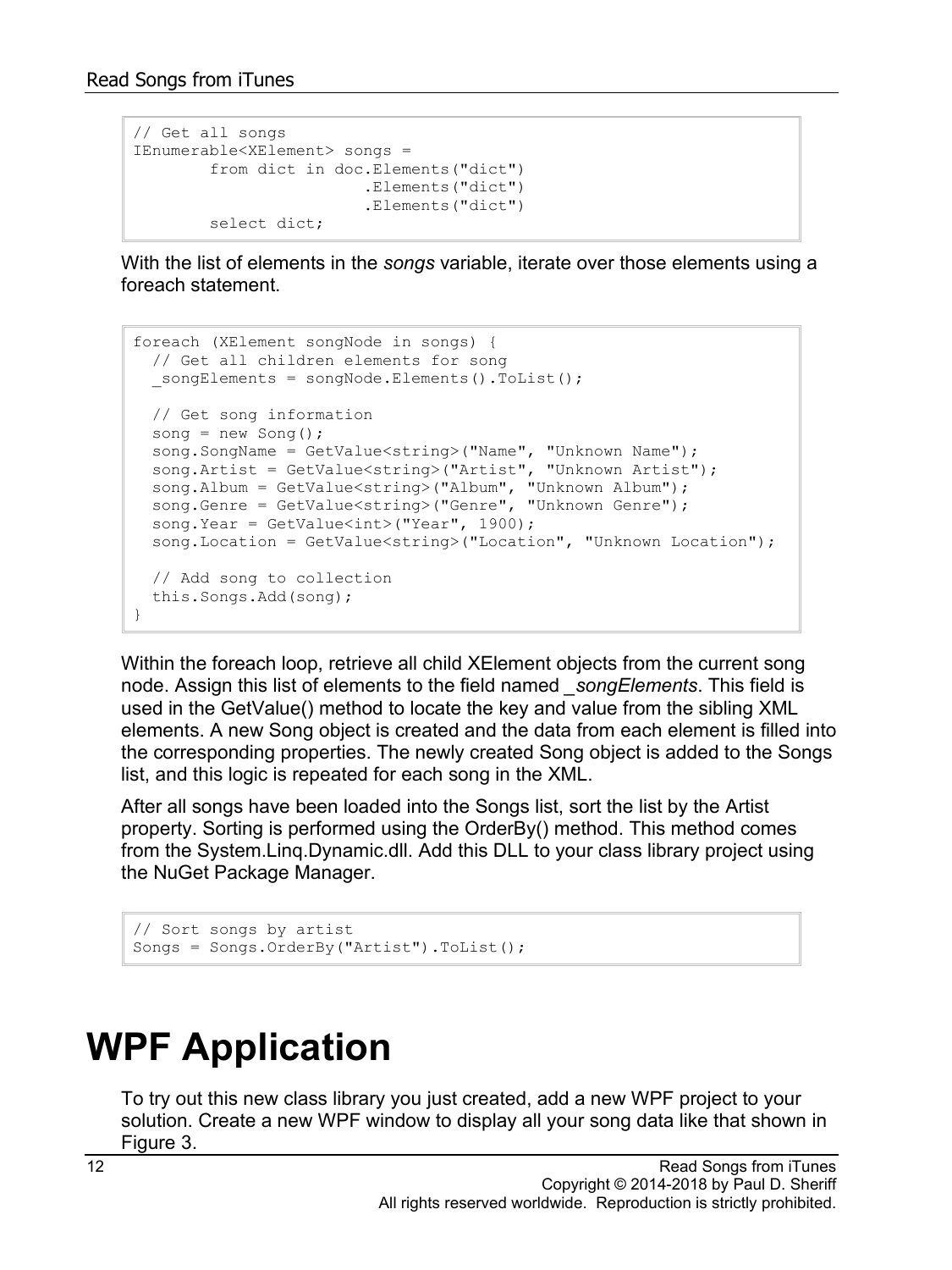```
// Get all songs
IEnumerable<XElement> songs =
        from dict in doc.Elements("dict")
                        .Elements("dict")
                        .Elements("dict")
        select dict;
```

With the list of elements in the *songs* variable, iterate over those elements using a foreach statement.

```
foreach (XElement songNode in songs) {
  // Get all children elements for song
  _songElements = songNode.Elements().ToList();

  // Get song information
  song = new Song();
  song.SongName = GetValue<string>("Name", "Unknown Name");
  song.Artist = GetValue<string>("Artist", "Unknown Artist");
  song.Album = GetValue<string>("Album", "Unknown Album");
  song.Genre = GetValue<string>("Genre", "Unknown Genre");
  song.Year = GetValue<int>("Year", 1900);
  song.Location = GetValue<string>("Location", "Unknown Location");

  // Add song to collection
  this.Songs.Add(song);
}
```

Within the foreach loop, retrieve all child XElement objects from the current song node. Assign this list of elements to the field named *_songElements*. This field is used in the GetValue() method to locate the key and value from the sibling XML elements. A new Song object is created and the data from each element is filled into the corresponding properties. The newly created Song object is added to the Songs list, and this logic is repeated for each song in the XML.

After all songs have been loaded into the Songs list, sort the list by the Artist property. Sorting is performed using the OrderBy() method. This method comes from the System.Linq.Dynamic.dll. Add this DLL to your class library project using the NuGet Package Manager.

```
// Sort songs by artist
Songs = Songs.OrderBy("Artist").ToList();
```

# WPF Application

To try out this new class library you just created, add a new WPF project to your solution. Create a new WPF window to display all your song data like that shown in Figure 3.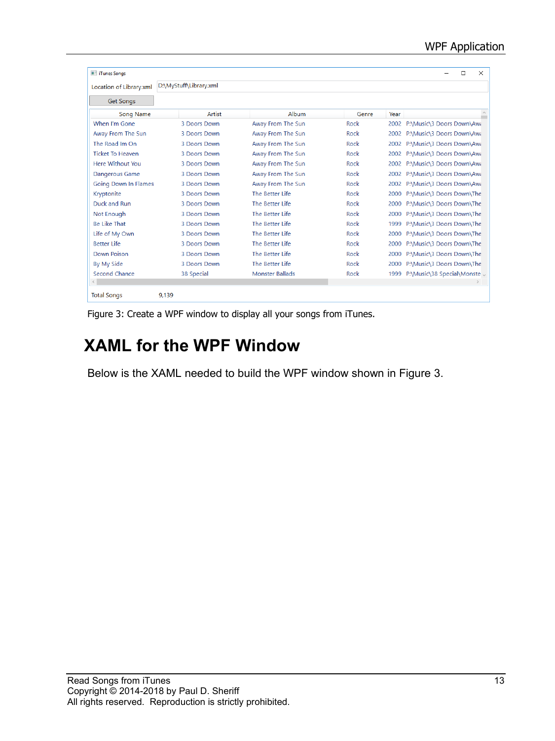| Song Name | Artist | Album | Genre | Year | |
|---|---|---|---|---|---|
| When I'm Gone | 3 Doors Down | Away From The Sun | Rock | 2002 | P:\Music\3 Doors Down\Awa |
| Away From The Sun | 3 Doors Down | Away From The Sun | Rock | 2002 | P:\Music\3 Doors Down\Awa |
| The Road Im On | 3 Doors Down | Away From The Sun | Rock | 2002 | P:\Music\3 Doors Down\Awa |
| Ticket To Heaven | 3 Doors Down | Away From The Sun | Rock | 2002 | P:\Music\3 Doors Down\Awa |
| Here Without You | 3 Doors Down | Away From The Sun | Rock | 2002 | P:\Music\3 Doors Down\Awa |
| Dangerous Game | 3 Doors Down | Away From The Sun | Rock | 2002 | P:\Music\3 Doors Down\Awa |
| Going Down In Flames | 3 Doors Down | Away From The Sun | Rock | 2002 | P:\Music\3 Doors Down\Awa |
| Kryptonite | 3 Doors Down | The Better Life | Rock | 2000 | P:\Music\3 Doors Down\The |
| Duck and Run | 3 Doors Down | The Better Life | Rock | 2000 | P:\Music\3 Doors Down\The |
| Not Enough | 3 Doors Down | The Better Life | Rock | 2000 | P:\Music\3 Doors Down\The |
| Be Like That | 3 Doors Down | The Better Life | Rock | 1999 | P:\Music\3 Doors Down\The |
| Life of My Own | 3 Doors Down | The Better Life | Rock | 2000 | P:\Music\3 Doors Down\The |
| Better Life | 3 Doors Down | The Better Life | Rock | 2000 | P:\Music\3 Doors Down\The |
| Down Poison | 3 Doors Down | The Better Life | Rock | 2000 | P:\Music\3 Doors Down\The |
| By My Side | 3 Doors Down | The Better Life | Rock | 2000 | P:\Music\3 Doors Down\The |
| Second Chance | 38 Special | Monster Ballads | Rock | 1999 | P:\Music\38 Special\Monste |

Figure 3: Create a WPF window to display all your songs from iTunes.

# XAML for the WPF Window

Below is the XAML needed to build the WPF window shown in Figure 3.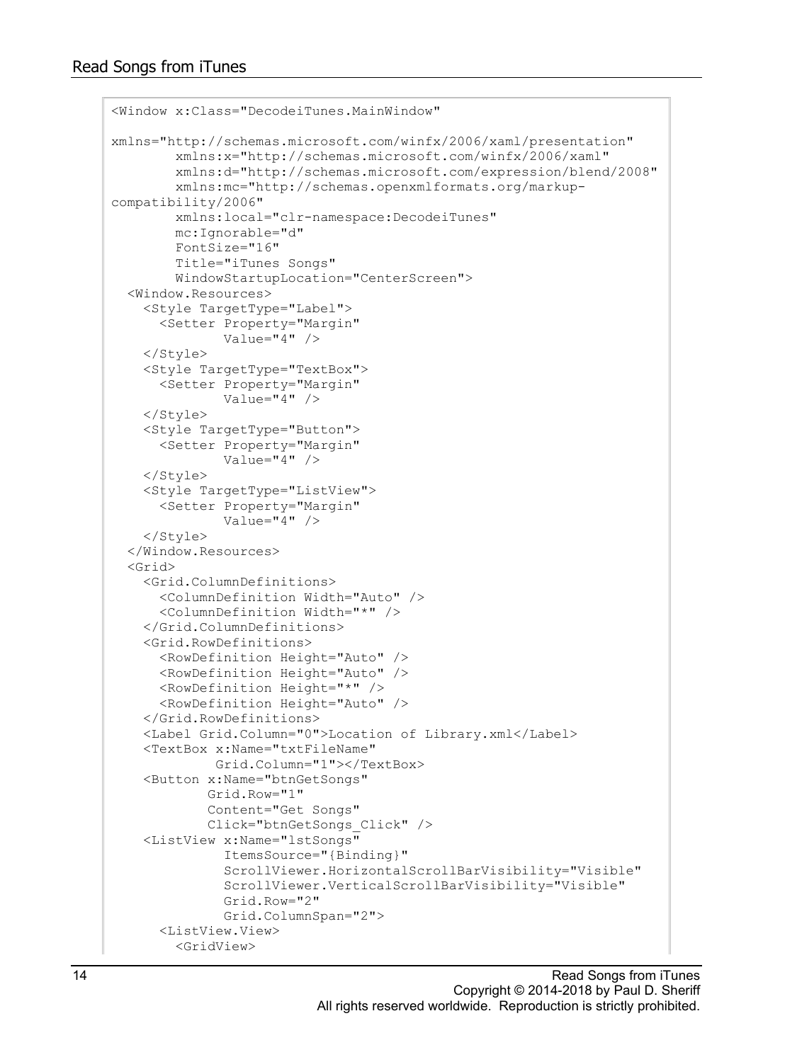```
<Window x:Class="DecodeiTunes.MainWindow"

xmlns="http://schemas.microsoft.com/winfx/2006/xaml/presentation"
        xmlns:x="http://schemas.microsoft.com/winfx/2006/xaml"
        xmlns:d="http://schemas.microsoft.com/expression/blend/2008"
        xmlns:mc="http://schemas.openxmlformats.org/markup-
compatibility/2006"
        xmlns:local="clr-namespace:DecodeiTunes"
        mc:Ignorable="d"
        FontSize="16"
        Title="iTunes Songs"
        WindowStartupLocation="CenterScreen">
  <Window.Resources>
    <Style TargetType="Label">
      <Setter Property="Margin"
              Value="4" />
    </Style>
    <Style TargetType="TextBox">
      <Setter Property="Margin"
              Value="4" />
    </Style>
    <Style TargetType="Button">
      <Setter Property="Margin"
              Value="4" />
    </Style>
    <Style TargetType="ListView">
      <Setter Property="Margin"
              Value="4" />
    </Style>
  </Window.Resources>
  <Grid>
    <Grid.ColumnDefinitions>
      <ColumnDefinition Width="Auto" />
      <ColumnDefinition Width="*" />
    </Grid.ColumnDefinitions>
    <Grid.RowDefinitions>
      <RowDefinition Height="Auto" />
      <RowDefinition Height="Auto" />
      <RowDefinition Height="*" />
      <RowDefinition Height="Auto" />
    </Grid.RowDefinitions>
    <Label Grid.Column="0">Location of Library.xml</Label>
    <TextBox x:Name="txtFileName"
             Grid.Column="1"></TextBox>
    <Button x:Name="btnGetSongs"
            Grid.Row="1"
            Content="Get Songs"
            Click="btnGetSongs_Click" />
    <ListView x:Name="lstSongs"
              ItemsSource="{Binding}"
              ScrollViewer.HorizontalScrollBarVisibility="Visible"
              ScrollViewer.VerticalScrollBarVisibility="Visible"
              Grid.Row="2"
              Grid.ColumnSpan="2">
      <ListView.View>
        <GridView>
```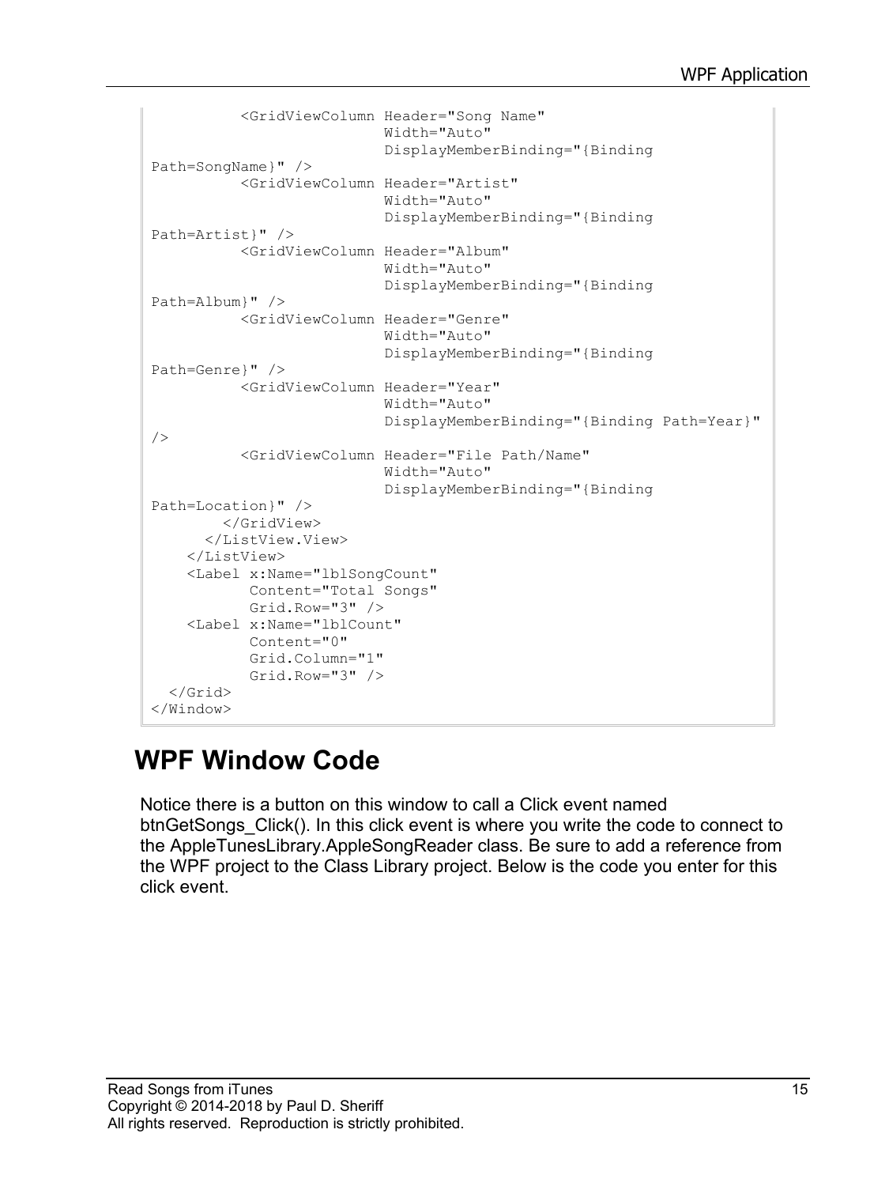```
          <GridViewColumn Header="Song Name"
                          Width="Auto"
                          DisplayMemberBinding="{Binding
Path=SongName}" />
          <GridViewColumn Header="Artist"
                          Width="Auto"
                          DisplayMemberBinding="{Binding
Path=Artist}" />
          <GridViewColumn Header="Album"
                          Width="Auto"
                          DisplayMemberBinding="{Binding
Path=Album}" />
          <GridViewColumn Header="Genre"
                          Width="Auto"
                          DisplayMemberBinding="{Binding
Path=Genre}" />
          <GridViewColumn Header="Year"
                          Width="Auto"
                          DisplayMemberBinding="{Binding Path=Year}"
/>
          <GridViewColumn Header="File Path/Name"
                          Width="Auto"
                          DisplayMemberBinding="{Binding
Path=Location}" />
        </GridView>
      </ListView.View>
    </ListView>
    <Label x:Name="lblSongCount"
           Content="Total Songs"
           Grid.Row="3" />
    <Label x:Name="lblCount"
           Content="0"
           Grid.Column="1"
           Grid.Row="3" />
  </Grid>
</Window>
```

## WPF Window Code

Notice there is a button on this window to call a Click event named btnGetSongs_Click(). In this click event is where you write the code to connect to the AppleTunesLibrary.AppleSongReader class. Be sure to add a reference from the WPF project to the Class Library project. Below is the code you enter for this click event.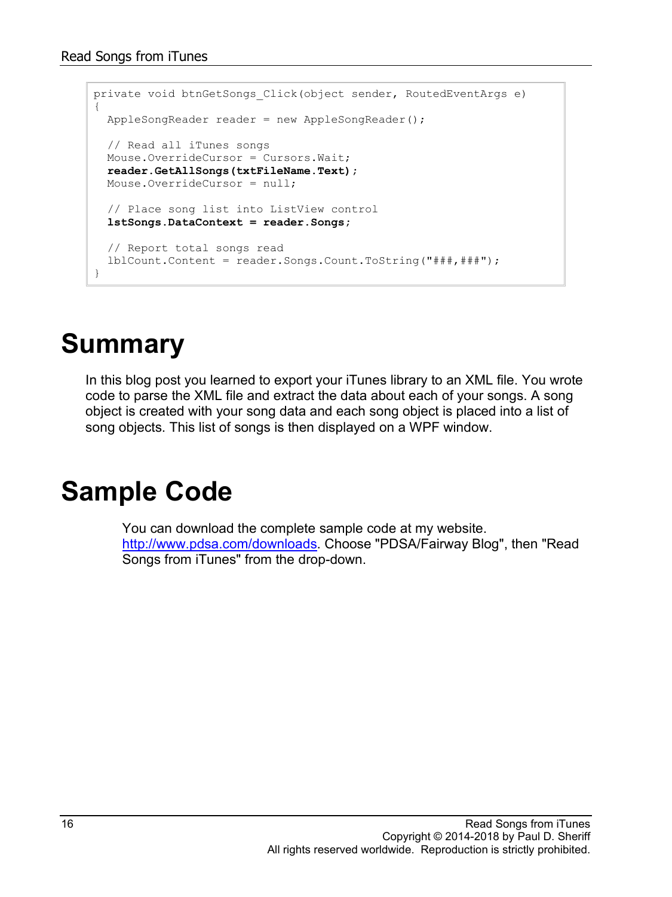```
private void btnGetSongs_Click(object sender, RoutedEventArgs e)
{
  AppleSongReader reader = new AppleSongReader();

  // Read all iTunes songs
  Mouse.OverrideCursor = Cursors.Wait;
  reader.GetAllSongs(txtFileName.Text);
  Mouse.OverrideCursor = null;

  // Place song list into ListView control
  lstSongs.DataContext = reader.Songs;

  // Report total songs read
  lblCount.Content = reader.Songs.Count.ToString("###,###");
}
```

# Summary

In this blog post you learned to export your iTunes library to an XML file. You wrote code to parse the XML file and extract the data about each of your songs. A song object is created with your song data and each song object is placed into a list of song objects. This list of songs is then displayed on a WPF window.

# Sample Code

You can download the complete sample code at my website. [http://www.pdsa.com/downloads](http://www.pdsa.com/downloads). Choose "PDSA/Fairway Blog", then "Read Songs from iTunes" from the drop-down.